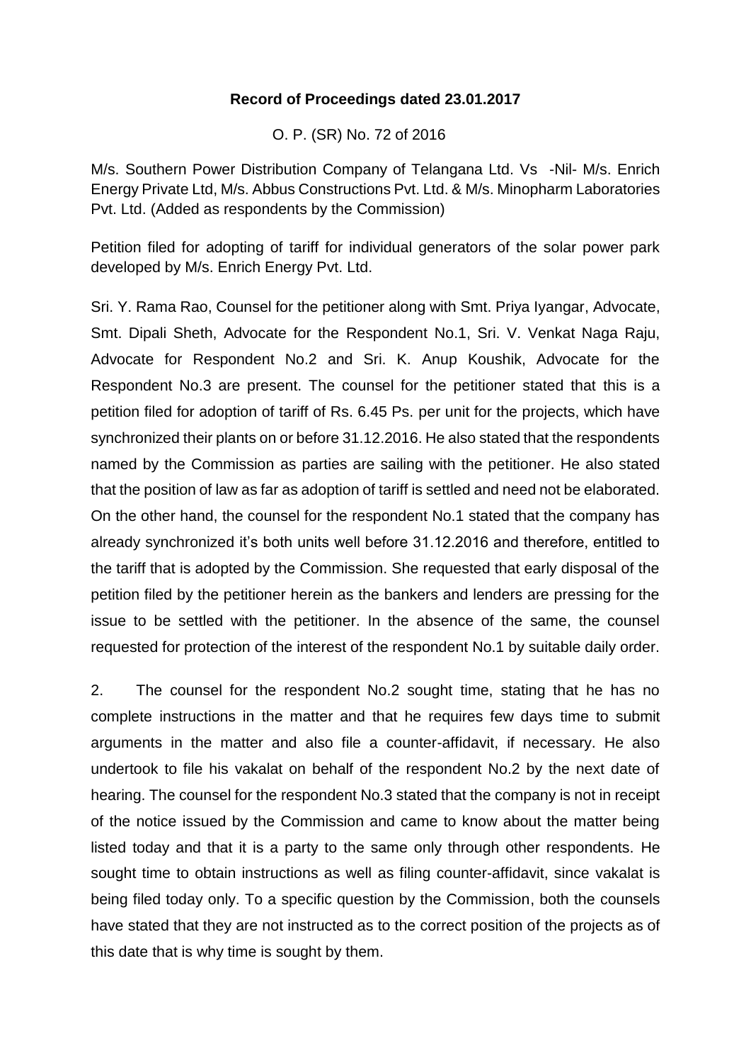**Record of Proceedings dated 23.01.2017**

O. P. (SR) No. 72 of 2016

M/s. Southern Power Distribution Company of Telangana Ltd. Vs -Nil- M/s. Enrich Energy Private Ltd, M/s. Abbus Constructions Pvt. Ltd. & M/s. Minopharm Laboratories Pvt. Ltd. (Added as respondents by the Commission)

Petition filed for adopting of tariff for individual generators of the solar power park developed by M/s. Enrich Energy Pvt. Ltd.

Sri. Y. Rama Rao, Counsel for the petitioner along with Smt. Priya Iyangar, Advocate, Smt. Dipali Sheth, Advocate for the Respondent No.1, Sri. V. Venkat Naga Raju, Advocate for Respondent No.2 and Sri. K. Anup Koushik, Advocate for the Respondent No.3 are present. The counsel for the petitioner stated that this is a petition filed for adoption of tariff of Rs. 6.45 Ps. per unit for the projects, which have synchronized their plants on or before 31.12.2016. He also stated that the respondents named by the Commission as parties are sailing with the petitioner. He also stated that the position of law as far as adoption of tariff is settled and need not be elaborated. On the other hand, the counsel for the respondent No.1 stated that the company has already synchronized it's both units well before 31.12.2016 and therefore, entitled to the tariff that is adopted by the Commission. She requested that early disposal of the petition filed by the petitioner herein as the bankers and lenders are pressing for the issue to be settled with the petitioner. In the absence of the same, the counsel requested for protection of the interest of the respondent No.1 by suitable daily order.

2. The counsel for the respondent No.2 sought time, stating that he has no complete instructions in the matter and that he requires few days time to submit arguments in the matter and also file a counter-affidavit, if necessary. He also undertook to file his vakalat on behalf of the respondent No.2 by the next date of hearing. The counsel for the respondent No.3 stated that the company is not in receipt of the notice issued by the Commission and came to know about the matter being listed today and that it is a party to the same only through other respondents. He sought time to obtain instructions as well as filing counter-affidavit, since vakalat is being filed today only. To a specific question by the Commission, both the counsels have stated that they are not instructed as to the correct position of the projects as of this date that is why time is sought by them.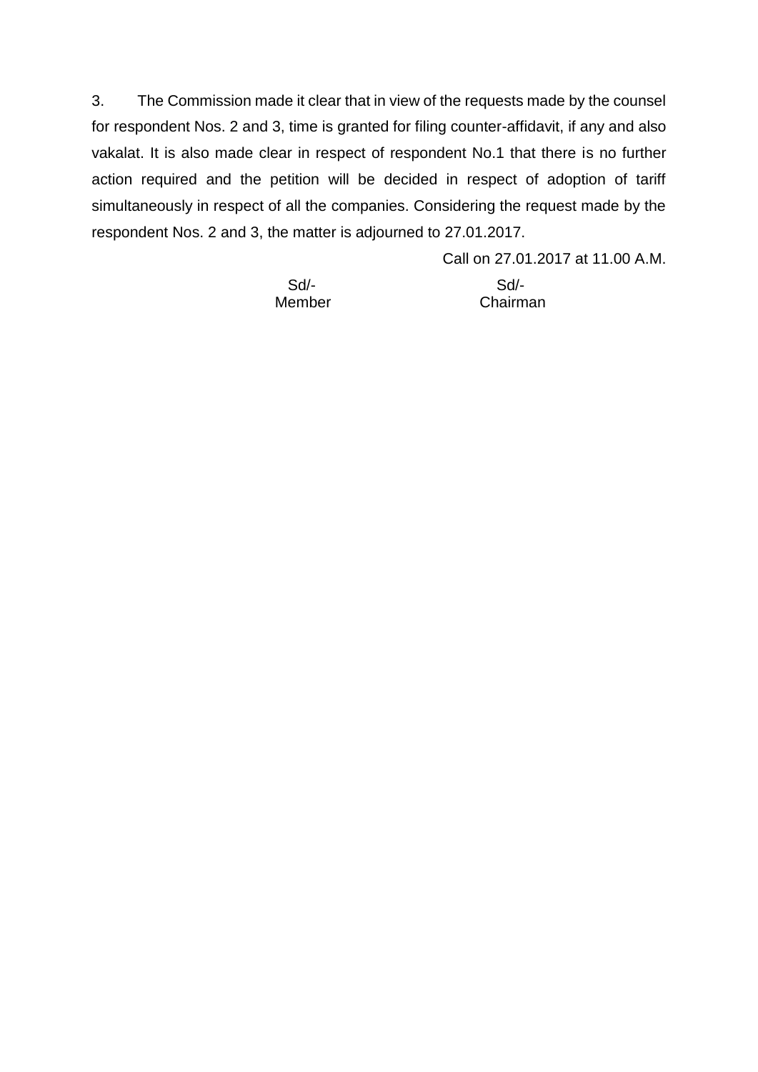3. The Commission made it clear that in view of the requests made by the counsel for respondent Nos. 2 and 3, time is granted for filing counter-affidavit, if any and also vakalat. It is also made clear in respect of respondent No.1 that there is no further action required and the petition will be decided in respect of adoption of tariff simultaneously in respect of all the companies. Considering the request made by the respondent Nos. 2 and 3, the matter is adjourned to 27.01.2017.

Call on 27.01.2017 at 11.00 A.M.

| | |
|---|---|
| Sd/- | Sd/- |
| Member | Chairman |